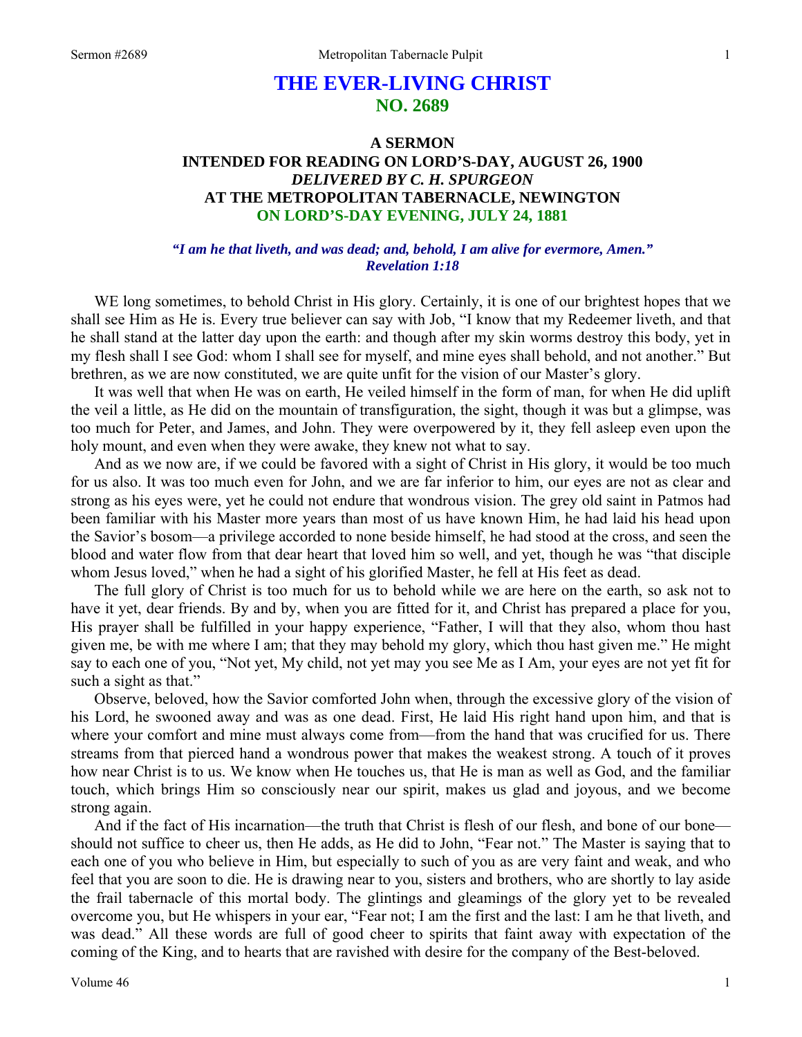# THE EVER-LIVING CHRIST
## NO. 2689

### A SERMON
### INTENDED FOR READING ON LORD'S-DAY, AUGUST 26, 1900
### *DELIVERED BY C. H. SPURGEON*
### AT THE METROPOLITAN TABERNACLE, NEWINGTON
### ON LORD'S-DAY EVENING, JULY 24, 1881

***"I am he that liveth, and was dead; and, behold, I am alive for evermore, Amen."***
***Revelation 1:18***

WE long sometimes, to behold Christ in His glory. Certainly, it is one of our brightest hopes that we shall see Him as He is. Every true believer can say with Job, "I know that my Redeemer liveth, and that he shall stand at the latter day upon the earth: and though after my skin worms destroy this body, yet in my flesh shall I see God: whom I shall see for myself, and mine eyes shall behold, and not another." But brethren, as we are now constituted, we are quite unfit for the vision of our Master's glory.

It was well that when He was on earth, He veiled himself in the form of man, for when He did uplift the veil a little, as He did on the mountain of transfiguration, the sight, though it was but a glimpse, was too much for Peter, and James, and John. They were overpowered by it, they fell asleep even upon the holy mount, and even when they were awake, they knew not what to say.

And as we now are, if we could be favored with a sight of Christ in His glory, it would be too much for us also. It was too much even for John, and we are far inferior to him, our eyes are not as clear and strong as his eyes were, yet he could not endure that wondrous vision. The grey old saint in Patmos had been familiar with his Master more years than most of us have known Him, he had laid his head upon the Savior's bosom—a privilege accorded to none beside himself, he had stood at the cross, and seen the blood and water flow from that dear heart that loved him so well, and yet, though he was "that disciple whom Jesus loved," when he had a sight of his glorified Master, he fell at His feet as dead.

The full glory of Christ is too much for us to behold while we are here on the earth, so ask not to have it yet, dear friends. By and by, when you are fitted for it, and Christ has prepared a place for you, His prayer shall be fulfilled in your happy experience, "Father, I will that they also, whom thou hast given me, be with me where I am; that they may behold my glory, which thou hast given me." He might say to each one of you, "Not yet, My child, not yet may you see Me as I Am, your eyes are not yet fit for such a sight as that."

Observe, beloved, how the Savior comforted John when, through the excessive glory of the vision of his Lord, he swooned away and was as one dead. First, He laid His right hand upon him, and that is where your comfort and mine must always come from—from the hand that was crucified for us. There streams from that pierced hand a wondrous power that makes the weakest strong. A touch of it proves how near Christ is to us. We know when He touches us, that He is man as well as God, and the familiar touch, which brings Him so consciously near our spirit, makes us glad and joyous, and we become strong again.

And if the fact of His incarnation—the truth that Christ is flesh of our flesh, and bone of our bone—should not suffice to cheer us, then He adds, as He did to John, "Fear not." The Master is saying that to each one of you who believe in Him, but especially to such of you as are very faint and weak, and who feel that you are soon to die. He is drawing near to you, sisters and brothers, who are shortly to lay aside the frail tabernacle of this mortal body. The glintings and gleamings of the glory yet to be revealed overcome you, but He whispers in your ear, "Fear not; I am the first and the last: I am he that liveth, and was dead." All these words are full of good cheer to spirits that faint away with expectation of the coming of the King, and to hearts that are ravished with desire for the company of the Best-beloved.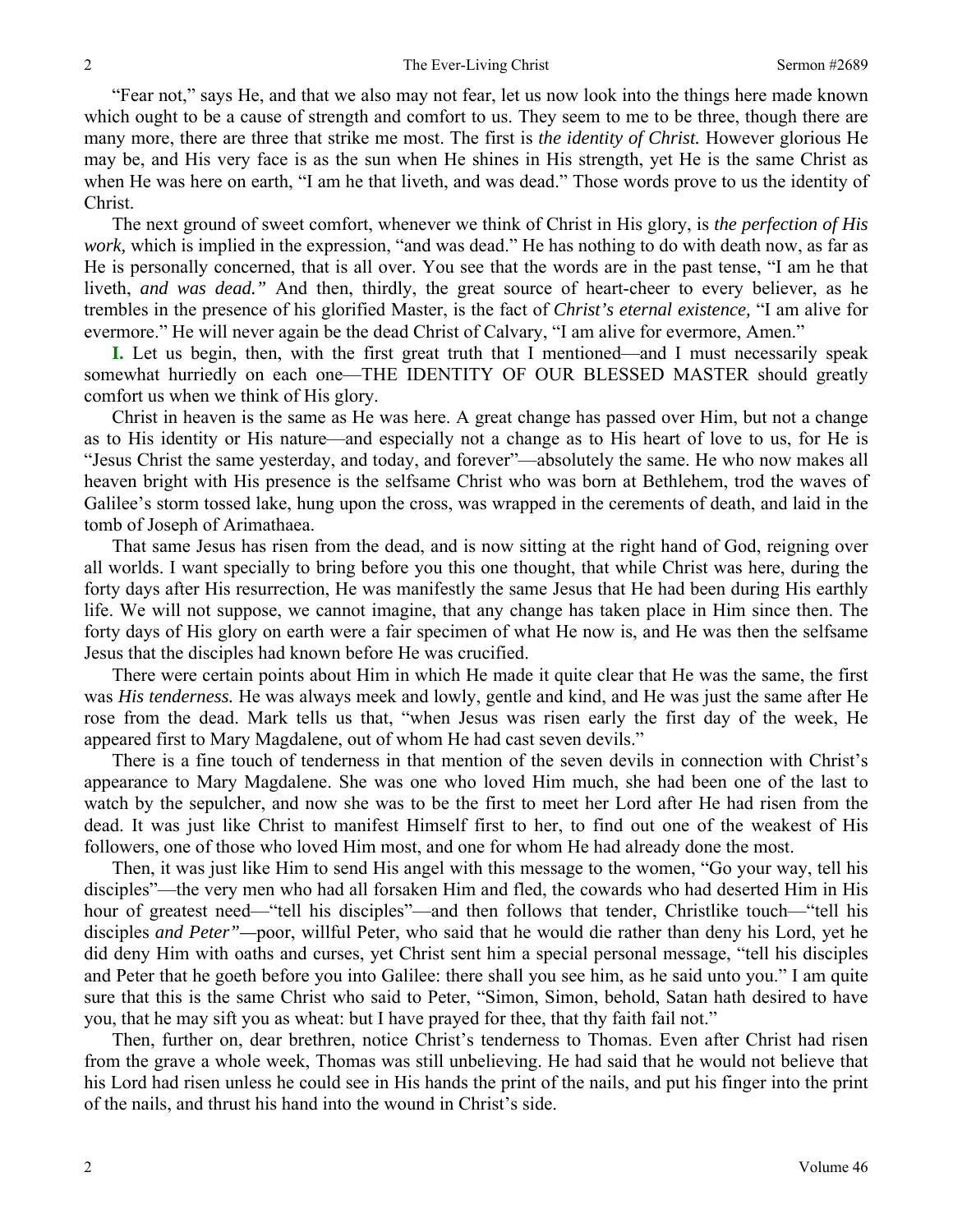"Fear not," says He, and that we also may not fear, let us now look into the things here made known which ought to be a cause of strength and comfort to us. They seem to me to be three, though there are many more, there are three that strike me most. The first is *the identity of Christ.* However glorious He may be, and His very face is as the sun when He shines in His strength, yet He is the same Christ as when He was here on earth, "I am he that liveth, and was dead." Those words prove to us the identity of Christ.

The next ground of sweet comfort, whenever we think of Christ in His glory, is *the perfection of His work,* which is implied in the expression, "and was dead." He has nothing to do with death now, as far as He is personally concerned, that is all over. You see that the words are in the past tense, "I am he that liveth, *and was dead."* And then, thirdly, the great source of heart-cheer to every believer, as he trembles in the presence of his glorified Master, is the fact of *Christ's eternal existence,* "I am alive for evermore." He will never again be the dead Christ of Calvary, "I am alive for evermore, Amen."

**I.** Let us begin, then, with the first great truth that I mentioned—and I must necessarily speak somewhat hurriedly on each one—THE IDENTITY OF OUR BLESSED MASTER should greatly comfort us when we think of His glory.

Christ in heaven is the same as He was here. A great change has passed over Him, but not a change as to His identity or His nature—and especially not a change as to His heart of love to us, for He is "Jesus Christ the same yesterday, and today, and forever"—absolutely the same. He who now makes all heaven bright with His presence is the selfsame Christ who was born at Bethlehem, trod the waves of Galilee's storm tossed lake, hung upon the cross, was wrapped in the cerements of death, and laid in the tomb of Joseph of Arimathaea.

That same Jesus has risen from the dead, and is now sitting at the right hand of God, reigning over all worlds. I want specially to bring before you this one thought, that while Christ was here, during the forty days after His resurrection, He was manifestly the same Jesus that He had been during His earthly life. We will not suppose, we cannot imagine, that any change has taken place in Him since then. The forty days of His glory on earth were a fair specimen of what He now is, and He was then the selfsame Jesus that the disciples had known before He was crucified.

There were certain points about Him in which He made it quite clear that He was the same, the first was *His tenderness.* He was always meek and lowly, gentle and kind, and He was just the same after He rose from the dead. Mark tells us that, "when Jesus was risen early the first day of the week, He appeared first to Mary Magdalene, out of whom He had cast seven devils."

There is a fine touch of tenderness in that mention of the seven devils in connection with Christ's appearance to Mary Magdalene. She was one who loved Him much, she had been one of the last to watch by the sepulcher, and now she was to be the first to meet her Lord after He had risen from the dead. It was just like Christ to manifest Himself first to her, to find out one of the weakest of His followers, one of those who loved Him most, and one for whom He had already done the most.

Then, it was just like Him to send His angel with this message to the women, "Go your way, tell his disciples"—the very men who had all forsaken Him and fled, the cowards who had deserted Him in His hour of greatest need—"tell his disciples"—and then follows that tender, Christlike touch—"tell his disciples *and Peter"*—poor, willful Peter, who said that he would die rather than deny his Lord, yet he did deny Him with oaths and curses, yet Christ sent him a special personal message, "tell his disciples and Peter that he goeth before you into Galilee: there shall you see him, as he said unto you." I am quite sure that this is the same Christ who said to Peter, "Simon, Simon, behold, Satan hath desired to have you, that he may sift you as wheat: but I have prayed for thee, that thy faith fail not."

Then, further on, dear brethren, notice Christ's tenderness to Thomas. Even after Christ had risen from the grave a whole week, Thomas was still unbelieving. He had said that he would not believe that his Lord had risen unless he could see in His hands the print of the nails, and put his finger into the print of the nails, and thrust his hand into the wound in Christ's side.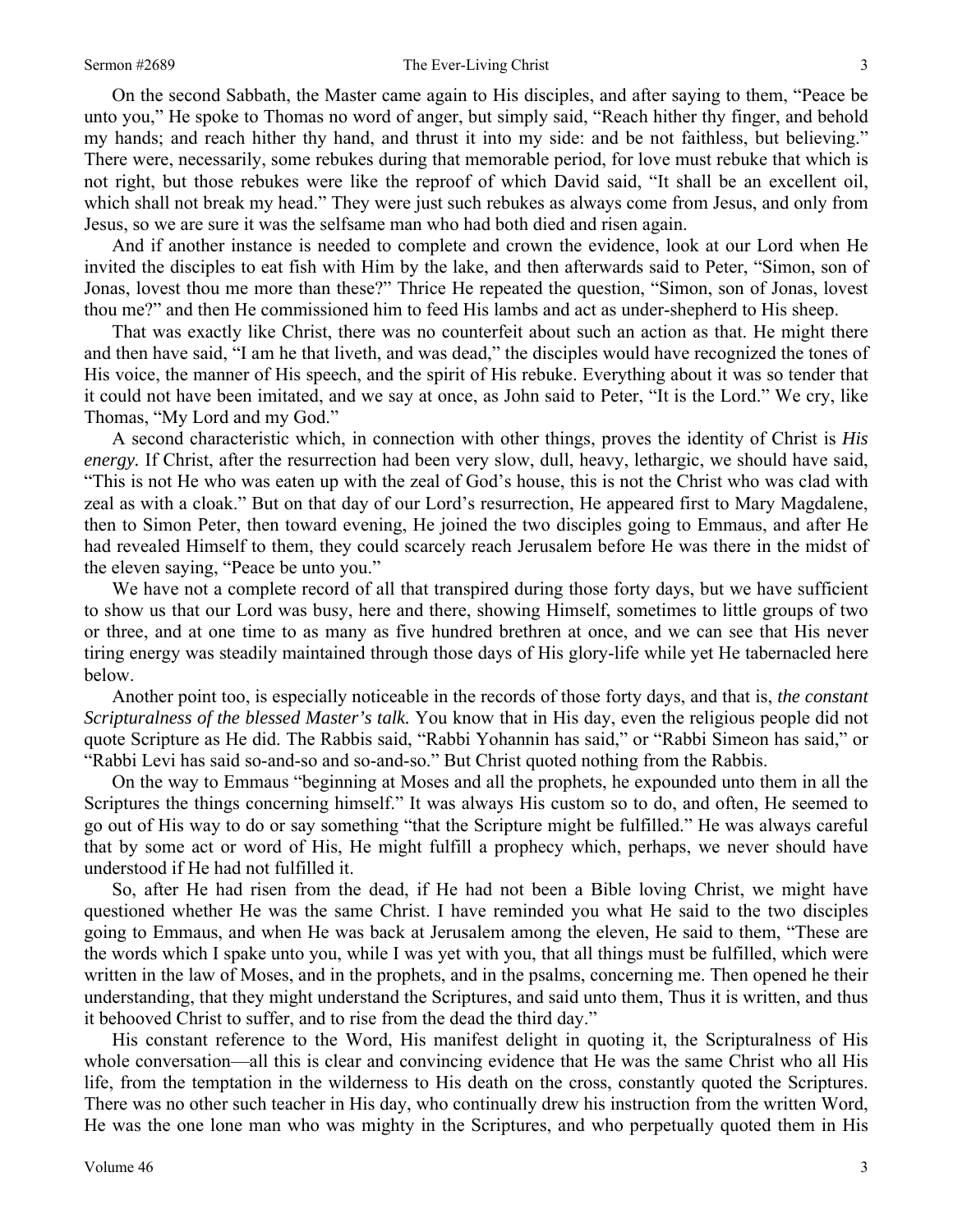On the second Sabbath, the Master came again to His disciples, and after saying to them, "Peace be unto you," He spoke to Thomas no word of anger, but simply said, "Reach hither thy finger, and behold my hands; and reach hither thy hand, and thrust it into my side: and be not faithless, but believing." There were, necessarily, some rebukes during that memorable period, for love must rebuke that which is not right, but those rebukes were like the reproof of which David said, "It shall be an excellent oil, which shall not break my head." They were just such rebukes as always come from Jesus, and only from Jesus, so we are sure it was the selfsame man who had both died and risen again.

And if another instance is needed to complete and crown the evidence, look at our Lord when He invited the disciples to eat fish with Him by the lake, and then afterwards said to Peter, "Simon, son of Jonas, lovest thou me more than these?" Thrice He repeated the question, "Simon, son of Jonas, lovest thou me?" and then He commissioned him to feed His lambs and act as under-shepherd to His sheep.

That was exactly like Christ, there was no counterfeit about such an action as that. He might there and then have said, "I am he that liveth, and was dead," the disciples would have recognized the tones of His voice, the manner of His speech, and the spirit of His rebuke. Everything about it was so tender that it could not have been imitated, and we say at once, as John said to Peter, "It is the Lord." We cry, like Thomas, "My Lord and my God."

A second characteristic which, in connection with other things, proves the identity of Christ is *His energy.* If Christ, after the resurrection had been very slow, dull, heavy, lethargic, we should have said, "This is not He who was eaten up with the zeal of God's house, this is not the Christ who was clad with zeal as with a cloak." But on that day of our Lord's resurrection, He appeared first to Mary Magdalene, then to Simon Peter, then toward evening, He joined the two disciples going to Emmaus, and after He had revealed Himself to them, they could scarcely reach Jerusalem before He was there in the midst of the eleven saying, "Peace be unto you."

We have not a complete record of all that transpired during those forty days, but we have sufficient to show us that our Lord was busy, here and there, showing Himself, sometimes to little groups of two or three, and at one time to as many as five hundred brethren at once, and we can see that His never tiring energy was steadily maintained through those days of His glory-life while yet He tabernacled here below.

Another point too, is especially noticeable in the records of those forty days, and that is, *the constant Scripturalness of the blessed Master's talk.* You know that in His day, even the religious people did not quote Scripture as He did. The Rabbis said, "Rabbi Yohannin has said," or "Rabbi Simeon has said," or "Rabbi Levi has said so-and-so and so-and-so." But Christ quoted nothing from the Rabbis.

On the way to Emmaus "beginning at Moses and all the prophets, he expounded unto them in all the Scriptures the things concerning himself." It was always His custom so to do, and often, He seemed to go out of His way to do or say something "that the Scripture might be fulfilled." He was always careful that by some act or word of His, He might fulfill a prophecy which, perhaps, we never should have understood if He had not fulfilled it.

So, after He had risen from the dead, if He had not been a Bible loving Christ, we might have questioned whether He was the same Christ. I have reminded you what He said to the two disciples going to Emmaus, and when He was back at Jerusalem among the eleven, He said to them, "These are the words which I spake unto you, while I was yet with you, that all things must be fulfilled, which were written in the law of Moses, and in the prophets, and in the psalms, concerning me. Then opened he their understanding, that they might understand the Scriptures, and said unto them, Thus it is written, and thus it behooved Christ to suffer, and to rise from the dead the third day."

His constant reference to the Word, His manifest delight in quoting it, the Scripturalness of His whole conversation—all this is clear and convincing evidence that He was the same Christ who all His life, from the temptation in the wilderness to His death on the cross, constantly quoted the Scriptures. There was no other such teacher in His day, who continually drew his instruction from the written Word, He was the one lone man who was mighty in the Scriptures, and who perpetually quoted them in His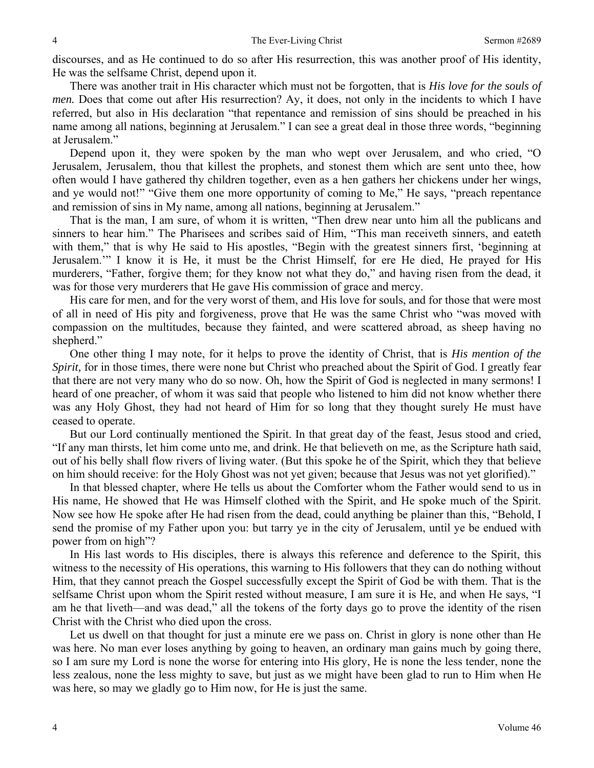discourses, and as He continued to do so after His resurrection, this was another proof of His identity, He was the selfsame Christ, depend upon it.

There was another trait in His character which must not be forgotten, that is *His love for the souls of men.* Does that come out after His resurrection? Ay, it does, not only in the incidents to which I have referred, but also in His declaration "that repentance and remission of sins should be preached in his name among all nations, beginning at Jerusalem." I can see a great deal in those three words, "beginning at Jerusalem."

Depend upon it, they were spoken by the man who wept over Jerusalem, and who cried, "O Jerusalem, Jerusalem, thou that killest the prophets, and stonest them which are sent unto thee, how often would I have gathered thy children together, even as a hen gathers her chickens under her wings, and ye would not!" "Give them one more opportunity of coming to Me," He says, "preach repentance and remission of sins in My name, among all nations, beginning at Jerusalem."

That is the man, I am sure, of whom it is written, "Then drew near unto him all the publicans and sinners to hear him." The Pharisees and scribes said of Him, "This man receiveth sinners, and eateth with them," that is why He said to His apostles, "Begin with the greatest sinners first, 'beginning at Jerusalem.'" I know it is He, it must be the Christ Himself, for ere He died, He prayed for His murderers, "Father, forgive them; for they know not what they do," and having risen from the dead, it was for those very murderers that He gave His commission of grace and mercy.

His care for men, and for the very worst of them, and His love for souls, and for those that were most of all in need of His pity and forgiveness, prove that He was the same Christ who "was moved with compassion on the multitudes, because they fainted, and were scattered abroad, as sheep having no shepherd."

One other thing I may note, for it helps to prove the identity of Christ, that is *His mention of the Spirit,* for in those times, there were none but Christ who preached about the Spirit of God. I greatly fear that there are not very many who do so now. Oh, how the Spirit of God is neglected in many sermons! I heard of one preacher, of whom it was said that people who listened to him did not know whether there was any Holy Ghost, they had not heard of Him for so long that they thought surely He must have ceased to operate.

But our Lord continually mentioned the Spirit. In that great day of the feast, Jesus stood and cried, "If any man thirsts, let him come unto me, and drink. He that believeth on me, as the Scripture hath said, out of his belly shall flow rivers of living water. (But this spoke he of the Spirit, which they that believe on him should receive: for the Holy Ghost was not yet given; because that Jesus was not yet glorified)."

In that blessed chapter, where He tells us about the Comforter whom the Father would send to us in His name, He showed that He was Himself clothed with the Spirit, and He spoke much of the Spirit. Now see how He spoke after He had risen from the dead, could anything be plainer than this, "Behold, I send the promise of my Father upon you: but tarry ye in the city of Jerusalem, until ye be endued with power from on high"?

In His last words to His disciples, there is always this reference and deference to the Spirit, this witness to the necessity of His operations, this warning to His followers that they can do nothing without Him, that they cannot preach the Gospel successfully except the Spirit of God be with them. That is the selfsame Christ upon whom the Spirit rested without measure, I am sure it is He, and when He says, "I am he that liveth—and was dead," all the tokens of the forty days go to prove the identity of the risen Christ with the Christ who died upon the cross.

Let us dwell on that thought for just a minute ere we pass on. Christ in glory is none other than He was here. No man ever loses anything by going to heaven, an ordinary man gains much by going there, so I am sure my Lord is none the worse for entering into His glory, He is none the less tender, none the less zealous, none the less mighty to save, but just as we might have been glad to run to Him when He was here, so may we gladly go to Him now, for He is just the same.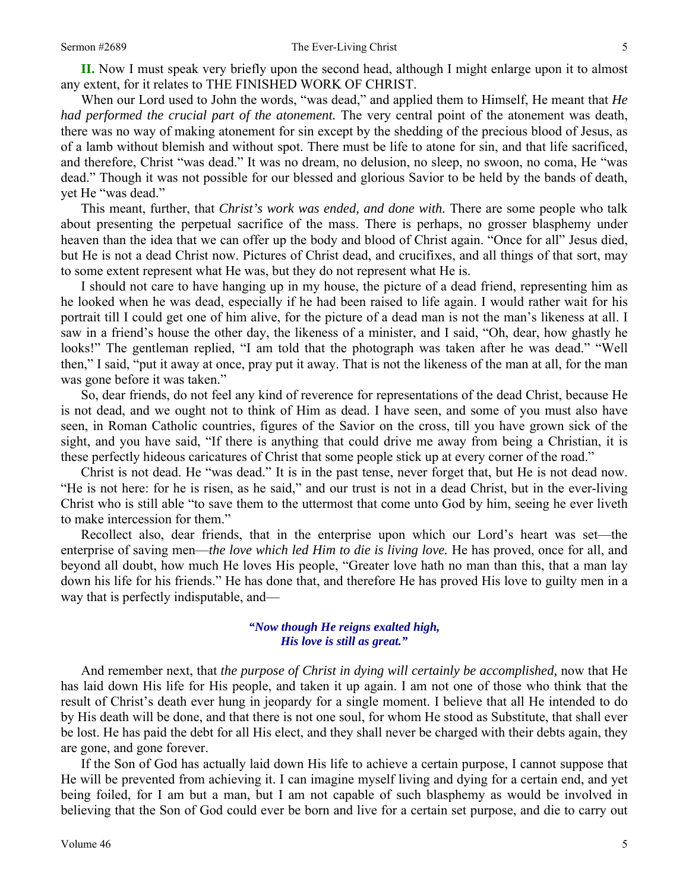**II.** Now I must speak very briefly upon the second head, although I might enlarge upon it to almost any extent, for it relates to THE FINISHED WORK OF CHRIST.

When our Lord used to John the words, "was dead," and applied them to Himself, He meant that *He had performed the crucial part of the atonement.* The very central point of the atonement was death, there was no way of making atonement for sin except by the shedding of the precious blood of Jesus, as of a lamb without blemish and without spot. There must be life to atone for sin, and that life sacrificed, and therefore, Christ "was dead." It was no dream, no delusion, no sleep, no swoon, no coma, He "was dead." Though it was not possible for our blessed and glorious Savior to be held by the bands of death, yet He "was dead."

This meant, further, that *Christ's work was ended, and done with.* There are some people who talk about presenting the perpetual sacrifice of the mass. There is perhaps, no grosser blasphemy under heaven than the idea that we can offer up the body and blood of Christ again. "Once for all" Jesus died, but He is not a dead Christ now. Pictures of Christ dead, and crucifixes, and all things of that sort, may to some extent represent what He was, but they do not represent what He is.

I should not care to have hanging up in my house, the picture of a dead friend, representing him as he looked when he was dead, especially if he had been raised to life again. I would rather wait for his portrait till I could get one of him alive, for the picture of a dead man is not the man's likeness at all. I saw in a friend's house the other day, the likeness of a minister, and I said, "Oh, dear, how ghastly he looks!" The gentleman replied, "I am told that the photograph was taken after he was dead." "Well then," I said, "put it away at once, pray put it away. That is not the likeness of the man at all, for the man was gone before it was taken."

So, dear friends, do not feel any kind of reverence for representations of the dead Christ, because He is not dead, and we ought not to think of Him as dead. I have seen, and some of you must also have seen, in Roman Catholic countries, figures of the Savior on the cross, till you have grown sick of the sight, and you have said, "If there is anything that could drive me away from being a Christian, it is these perfectly hideous caricatures of Christ that some people stick up at every corner of the road."

Christ is not dead. He "was dead." It is in the past tense, never forget that, but He is not dead now. "He is not here: for he is risen, as he said," and our trust is not in a dead Christ, but in the ever-living Christ who is still able "to save them to the uttermost that come unto God by him, seeing he ever liveth to make intercession for them."

Recollect also, dear friends, that in the enterprise upon which our Lord's heart was set—the enterprise of saving men—*the love which led Him to die is living love.* He has proved, once for all, and beyond all doubt, how much He loves His people, "Greater love hath no man than this, that a man lay down his life for his friends." He has done that, and therefore He has proved His love to guilty men in a way that is perfectly indisputable, and—

> ***"Now though He reigns exalted high,***
> ***His love is still as great."***

And remember next, that *the purpose of Christ in dying will certainly be accomplished,* now that He has laid down His life for His people, and taken it up again. I am not one of those who think that the result of Christ's death ever hung in jeopardy for a single moment. I believe that all He intended to do by His death will be done, and that there is not one soul, for whom He stood as Substitute, that shall ever be lost. He has paid the debt for all His elect, and they shall never be charged with their debts again, they are gone, and gone forever.

If the Son of God has actually laid down His life to achieve a certain purpose, I cannot suppose that He will be prevented from achieving it. I can imagine myself living and dying for a certain end, and yet being foiled, for I am but a man, but I am not capable of such blasphemy as would be involved in believing that the Son of God could ever be born and live for a certain set purpose, and die to carry out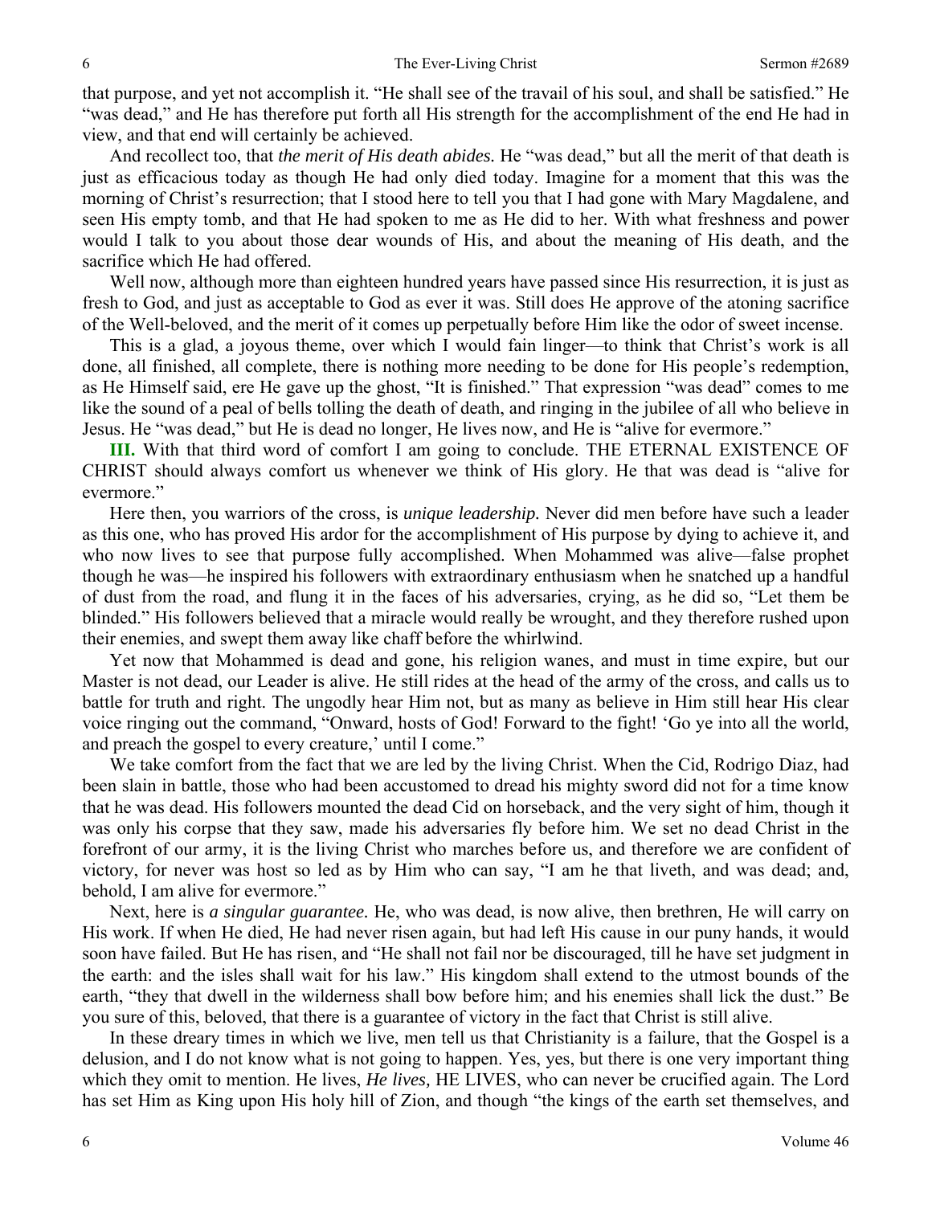that purpose, and yet not accomplish it. "He shall see of the travail of his soul, and shall be satisfied." He "was dead," and He has therefore put forth all His strength for the accomplishment of the end He had in view, and that end will certainly be achieved.

And recollect too, that *the merit of His death abides.* He "was dead," but all the merit of that death is just as efficacious today as though He had only died today. Imagine for a moment that this was the morning of Christ's resurrection; that I stood here to tell you that I had gone with Mary Magdalene, and seen His empty tomb, and that He had spoken to me as He did to her. With what freshness and power would I talk to you about those dear wounds of His, and about the meaning of His death, and the sacrifice which He had offered.

Well now, although more than eighteen hundred years have passed since His resurrection, it is just as fresh to God, and just as acceptable to God as ever it was. Still does He approve of the atoning sacrifice of the Well-beloved, and the merit of it comes up perpetually before Him like the odor of sweet incense.

This is a glad, a joyous theme, over which I would fain linger—to think that Christ's work is all done, all finished, all complete, there is nothing more needing to be done for His people's redemption, as He Himself said, ere He gave up the ghost, "It is finished." That expression "was dead" comes to me like the sound of a peal of bells tolling the death of death, and ringing in the jubilee of all who believe in Jesus. He "was dead," but He is dead no longer, He lives now, and He is "alive for evermore."

**III.** With that third word of comfort I am going to conclude. THE ETERNAL EXISTENCE OF CHRIST should always comfort us whenever we think of His glory. He that was dead is "alive for evermore."

Here then, you warriors of the cross, is *unique leadership.* Never did men before have such a leader as this one, who has proved His ardor for the accomplishment of His purpose by dying to achieve it, and who now lives to see that purpose fully accomplished. When Mohammed was alive—false prophet though he was—he inspired his followers with extraordinary enthusiasm when he snatched up a handful of dust from the road, and flung it in the faces of his adversaries, crying, as he did so, "Let them be blinded." His followers believed that a miracle would really be wrought, and they therefore rushed upon their enemies, and swept them away like chaff before the whirlwind.

Yet now that Mohammed is dead and gone, his religion wanes, and must in time expire, but our Master is not dead, our Leader is alive. He still rides at the head of the army of the cross, and calls us to battle for truth and right. The ungodly hear Him not, but as many as believe in Him still hear His clear voice ringing out the command, "Onward, hosts of God! Forward to the fight! 'Go ye into all the world, and preach the gospel to every creature,' until I come."

We take comfort from the fact that we are led by the living Christ. When the Cid, Rodrigo Diaz, had been slain in battle, those who had been accustomed to dread his mighty sword did not for a time know that he was dead. His followers mounted the dead Cid on horseback, and the very sight of him, though it was only his corpse that they saw, made his adversaries fly before him. We set no dead Christ in the forefront of our army, it is the living Christ who marches before us, and therefore we are confident of victory, for never was host so led as by Him who can say, "I am he that liveth, and was dead; and, behold, I am alive for evermore."

Next, here is *a singular guarantee.* He, who was dead, is now alive, then brethren, He will carry on His work. If when He died, He had never risen again, but had left His cause in our puny hands, it would soon have failed. But He has risen, and "He shall not fail nor be discouraged, till he have set judgment in the earth: and the isles shall wait for his law." His kingdom shall extend to the utmost bounds of the earth, "they that dwell in the wilderness shall bow before him; and his enemies shall lick the dust." Be you sure of this, beloved, that there is a guarantee of victory in the fact that Christ is still alive.

In these dreary times in which we live, men tell us that Christianity is a failure, that the Gospel is a delusion, and I do not know what is not going to happen. Yes, yes, but there is one very important thing which they omit to mention. He lives, *He lives,* HE LIVES, who can never be crucified again. The Lord has set Him as King upon His holy hill of Zion, and though "the kings of the earth set themselves, and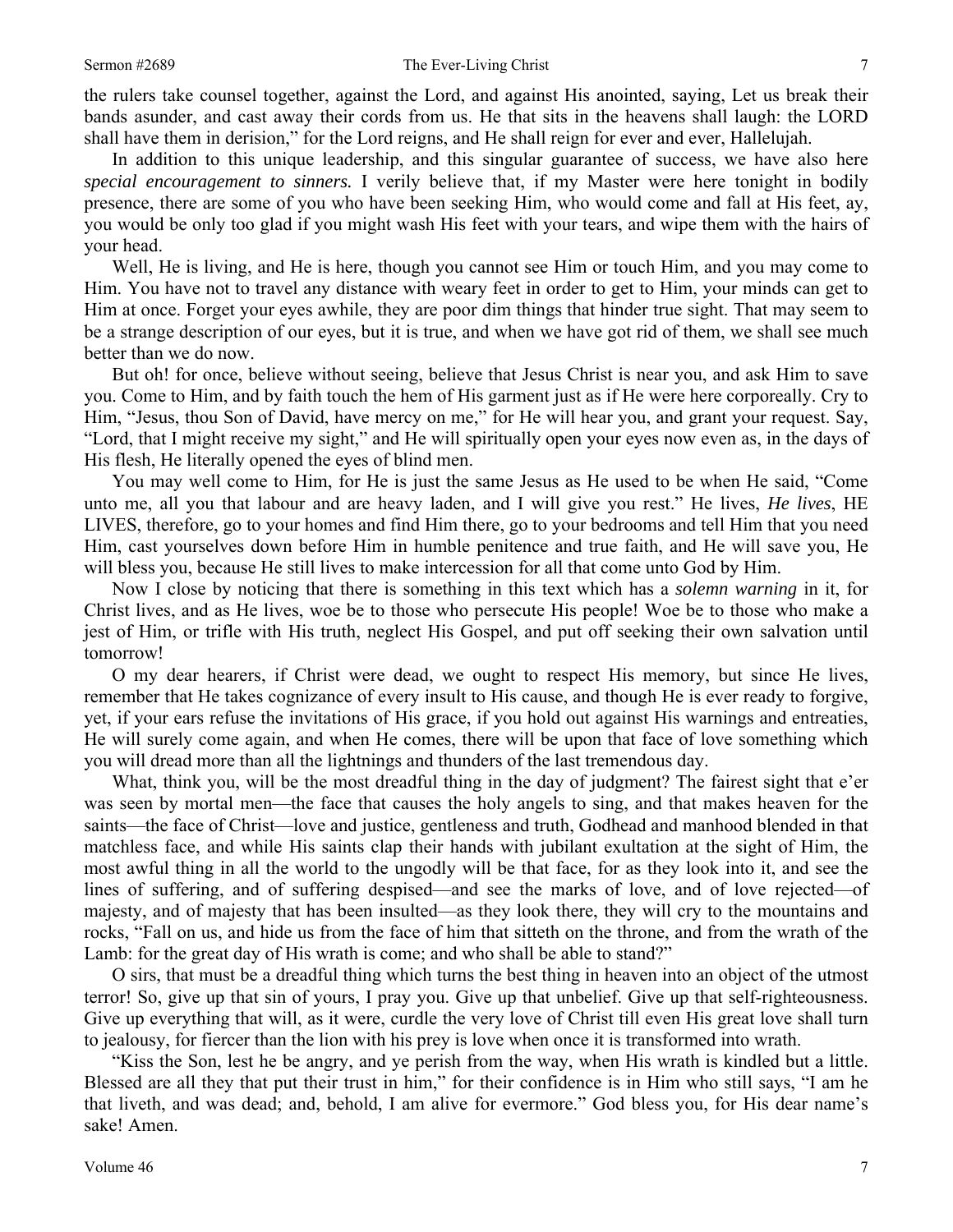the rulers take counsel together, against the Lord, and against His anointed, saying, Let us break their bands asunder, and cast away their cords from us. He that sits in the heavens shall laugh: the LORD shall have them in derision," for the Lord reigns, and He shall reign for ever and ever, Hallelujah.

In addition to this unique leadership, and this singular guarantee of success, we have also here *special encouragement to sinners.* I verily believe that, if my Master were here tonight in bodily presence, there are some of you who have been seeking Him, who would come and fall at His feet, ay, you would be only too glad if you might wash His feet with your tears, and wipe them with the hairs of your head.

Well, He is living, and He is here, though you cannot see Him or touch Him, and you may come to Him. You have not to travel any distance with weary feet in order to get to Him, your minds can get to Him at once. Forget your eyes awhile, they are poor dim things that hinder true sight. That may seem to be a strange description of our eyes, but it is true, and when we have got rid of them, we shall see much better than we do now.

But oh! for once, believe without seeing, believe that Jesus Christ is near you, and ask Him to save you. Come to Him, and by faith touch the hem of His garment just as if He were here corporeally. Cry to Him, "Jesus, thou Son of David, have mercy on me," for He will hear you, and grant your request. Say, "Lord, that I might receive my sight," and He will spiritually open your eyes now even as, in the days of His flesh, He literally opened the eyes of blind men.

You may well come to Him, for He is just the same Jesus as He used to be when He said, "Come unto me, all you that labour and are heavy laden, and I will give you rest." He lives, *He lives*, HE LIVES, therefore, go to your homes and find Him there, go to your bedrooms and tell Him that you need Him, cast yourselves down before Him in humble penitence and true faith, and He will save you, He will bless you, because He still lives to make intercession for all that come unto God by Him.

Now I close by noticing that there is something in this text which has a *solemn warning* in it, for Christ lives, and as He lives, woe be to those who persecute His people! Woe be to those who make a jest of Him, or trifle with His truth, neglect His Gospel, and put off seeking their own salvation until tomorrow!

O my dear hearers, if Christ were dead, we ought to respect His memory, but since He lives, remember that He takes cognizance of every insult to His cause, and though He is ever ready to forgive, yet, if your ears refuse the invitations of His grace, if you hold out against His warnings and entreaties, He will surely come again, and when He comes, there will be upon that face of love something which you will dread more than all the lightnings and thunders of the last tremendous day.

What, think you, will be the most dreadful thing in the day of judgment? The fairest sight that e'er was seen by mortal men—the face that causes the holy angels to sing, and that makes heaven for the saints—the face of Christ—love and justice, gentleness and truth, Godhead and manhood blended in that matchless face, and while His saints clap their hands with jubilant exultation at the sight of Him, the most awful thing in all the world to the ungodly will be that face, for as they look into it, and see the lines of suffering, and of suffering despised—and see the marks of love, and of love rejected—of majesty, and of majesty that has been insulted—as they look there, they will cry to the mountains and rocks, "Fall on us, and hide us from the face of him that sitteth on the throne, and from the wrath of the Lamb: for the great day of His wrath is come; and who shall be able to stand?"

O sirs, that must be a dreadful thing which turns the best thing in heaven into an object of the utmost terror! So, give up that sin of yours, I pray you. Give up that unbelief. Give up that self-righteousness. Give up everything that will, as it were, curdle the very love of Christ till even His great love shall turn to jealousy, for fiercer than the lion with his prey is love when once it is transformed into wrath.

"Kiss the Son, lest he be angry, and ye perish from the way, when His wrath is kindled but a little. Blessed are all they that put their trust in him," for their confidence is in Him who still says, "I am he that liveth, and was dead; and, behold, I am alive for evermore." God bless you, for His dear name's sake! Amen.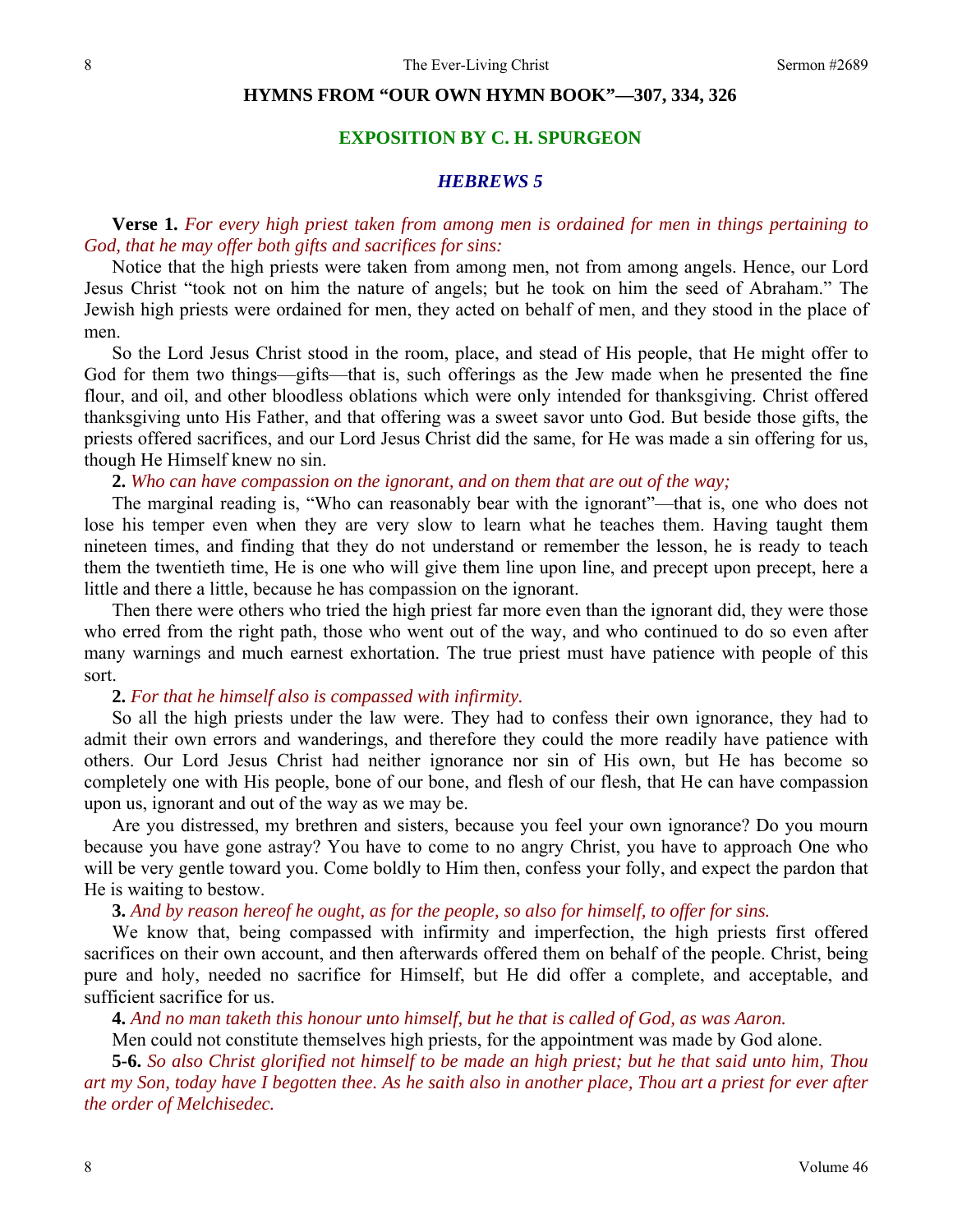## HYMNS FROM "OUR OWN HYMN BOOK"—307, 334, 326

## EXPOSITION BY C. H. SPURGEON

### *HEBREWS 5*

**Verse 1.** *For every high priest taken from among men is ordained for men in things pertaining to God, that he may offer both gifts and sacrifices for sins:*

Notice that the high priests were taken from among men, not from among angels. Hence, our Lord Jesus Christ "took not on him the nature of angels; but he took on him the seed of Abraham." The Jewish high priests were ordained for men, they acted on behalf of men, and they stood in the place of men.

So the Lord Jesus Christ stood in the room, place, and stead of His people, that He might offer to God for them two things—gifts—that is, such offerings as the Jew made when he presented the fine flour, and oil, and other bloodless oblations which were only intended for thanksgiving. Christ offered thanksgiving unto His Father, and that offering was a sweet savor unto God. But beside those gifts, the priests offered sacrifices, and our Lord Jesus Christ did the same, for He was made a sin offering for us, though He Himself knew no sin.

**2.** *Who can have compassion on the ignorant, and on them that are out of the way;*

The marginal reading is, "Who can reasonably bear with the ignorant"—that is, one who does not lose his temper even when they are very slow to learn what he teaches them. Having taught them nineteen times, and finding that they do not understand or remember the lesson, he is ready to teach them the twentieth time, He is one who will give them line upon line, and precept upon precept, here a little and there a little, because he has compassion on the ignorant.

Then there were others who tried the high priest far more even than the ignorant did, they were those who erred from the right path, those who went out of the way, and who continued to do so even after many warnings and much earnest exhortation. The true priest must have patience with people of this sort.

**2.** *For that he himself also is compassed with infirmity.*

So all the high priests under the law were. They had to confess their own ignorance, they had to admit their own errors and wanderings, and therefore they could the more readily have patience with others. Our Lord Jesus Christ had neither ignorance nor sin of His own, but He has become so completely one with His people, bone of our bone, and flesh of our flesh, that He can have compassion upon us, ignorant and out of the way as we may be.

Are you distressed, my brethren and sisters, because you feel your own ignorance? Do you mourn because you have gone astray? You have to come to no angry Christ, you have to approach One who will be very gentle toward you. Come boldly to Him then, confess your folly, and expect the pardon that He is waiting to bestow.

**3.** *And by reason hereof he ought, as for the people, so also for himself, to offer for sins.*

We know that, being compassed with infirmity and imperfection, the high priests first offered sacrifices on their own account, and then afterwards offered them on behalf of the people. Christ, being pure and holy, needed no sacrifice for Himself, but He did offer a complete, and acceptable, and sufficient sacrifice for us.

**4.** *And no man taketh this honour unto himself, but he that is called of God, as was Aaron.*

Men could not constitute themselves high priests, for the appointment was made by God alone.

**5-6.** *So also Christ glorified not himself to be made an high priest; but he that said unto him, Thou art my Son, today have I begotten thee. As he saith also in another place, Thou art a priest for ever after the order of Melchisedec.*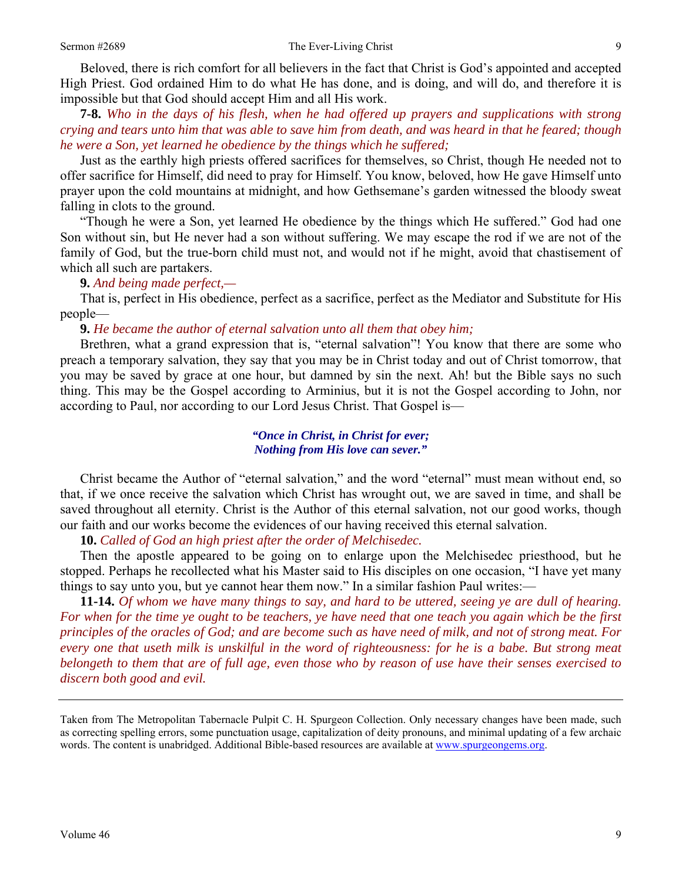Beloved, there is rich comfort for all believers in the fact that Christ is God's appointed and accepted High Priest. God ordained Him to do what He has done, and is doing, and will do, and therefore it is impossible but that God should accept Him and all His work.

**7-8.** *Who in the days of his flesh, when he had offered up prayers and supplications with strong crying and tears unto him that was able to save him from death, and was heard in that he feared; though he were a Son, yet learned he obedience by the things which he suffered;*

Just as the earthly high priests offered sacrifices for themselves, so Christ, though He needed not to offer sacrifice for Himself, did need to pray for Himself. You know, beloved, how He gave Himself unto prayer upon the cold mountains at midnight, and how Gethsemane's garden witnessed the bloody sweat falling in clots to the ground.

"Though he were a Son, yet learned He obedience by the things which He suffered." God had one Son without sin, but He never had a son without suffering. We may escape the rod if we are not of the family of God, but the true-born child must not, and would not if he might, avoid that chastisement of which all such are partakers.

**9.** *And being made perfect,—*

That is, perfect in His obedience, perfect as a sacrifice, perfect as the Mediator and Substitute for His people—

**9.** *He became the author of eternal salvation unto all them that obey him;*

Brethren, what a grand expression that is, "eternal salvation"! You know that there are some who preach a temporary salvation, they say that you may be in Christ today and out of Christ tomorrow, that you may be saved by grace at one hour, but damned by sin the next. Ah! but the Bible says no such thing. This may be the Gospel according to Arminius, but it is not the Gospel according to John, nor according to Paul, nor according to our Lord Jesus Christ. That Gospel is—

*"Once in Christ, in Christ for ever;*
*Nothing from His love can sever."*

Christ became the Author of "eternal salvation," and the word "eternal" must mean without end, so that, if we once receive the salvation which Christ has wrought out, we are saved in time, and shall be saved throughout all eternity. Christ is the Author of this eternal salvation, not our good works, though our faith and our works become the evidences of our having received this eternal salvation.

**10.** *Called of God an high priest after the order of Melchisedec.*

Then the apostle appeared to be going on to enlarge upon the Melchisedec priesthood, but he stopped. Perhaps he recollected what his Master said to His disciples on one occasion, "I have yet many things to say unto you, but ye cannot hear them now." In a similar fashion Paul writes:—

**11-14.** *Of whom we have many things to say, and hard to be uttered, seeing ye are dull of hearing. For when for the time ye ought to be teachers, ye have need that one teach you again which be the first principles of the oracles of God; and are become such as have need of milk, and not of strong meat. For every one that useth milk is unskilful in the word of righteousness: for he is a babe. But strong meat belongeth to them that are of full age, even those who by reason of use have their senses exercised to discern both good and evil.*

---

Taken from The Metropolitan Tabernacle Pulpit C. H. Spurgeon Collection. Only necessary changes have been made, such as correcting spelling errors, some punctuation usage, capitalization of deity pronouns, and minimal updating of a few archaic words. The content is unabridged. Additional Bible-based resources are available at www.spurgeongems.org.